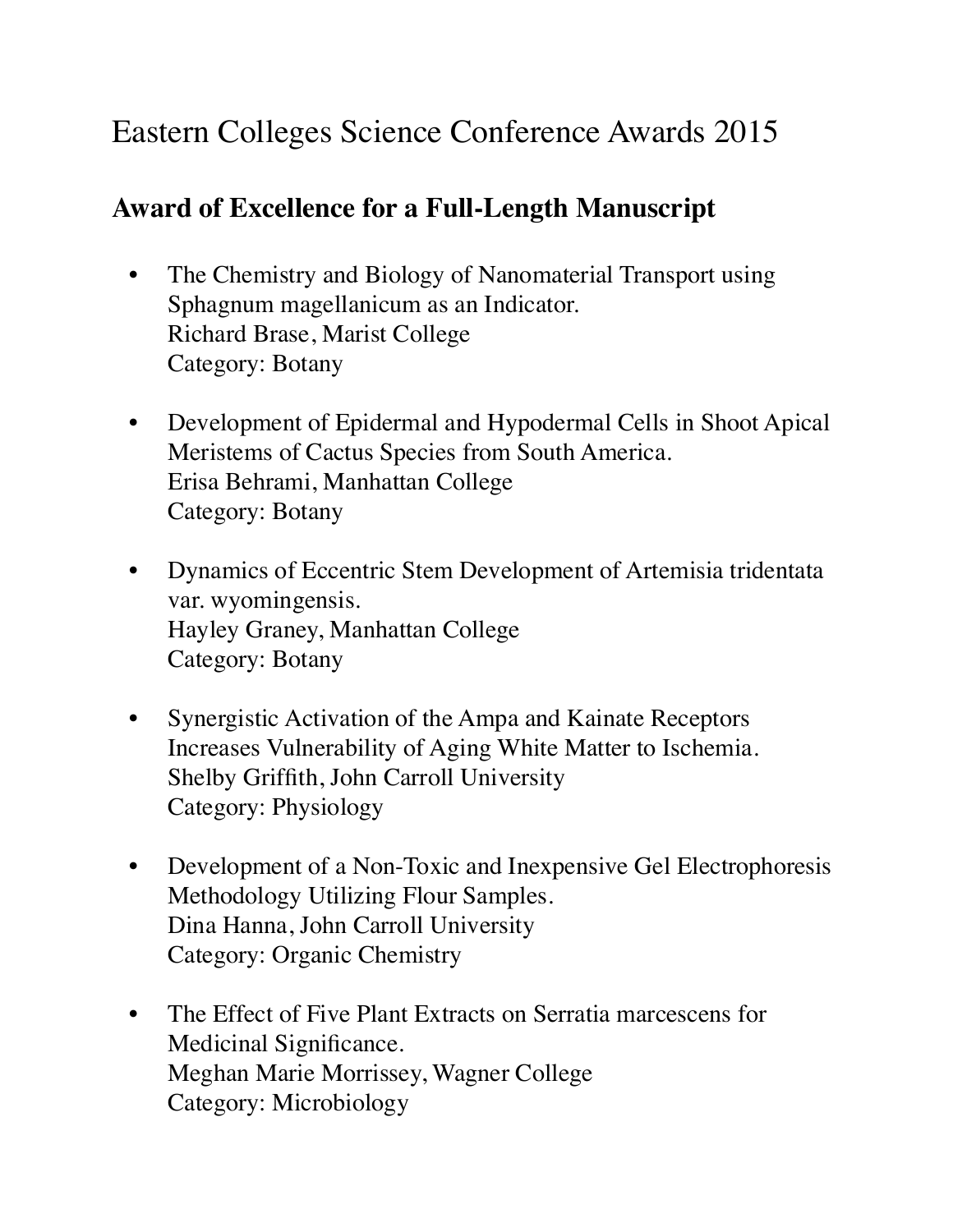# Eastern Colleges Science Conference Awards 2015

## Award of Excellence for a Full-Length Manuscript

- The Chemistry and Biology of Nanomaterial Transport using Sphagnum magellanicum as an Indicator.
  Richard Brase, Marist College
  Category: Botany

- Development of Epidermal and Hypodermal Cells in Shoot Apical Meristems of Cactus Species from South America.
  Erisa Behrami, Manhattan College
  Category: Botany

- Dynamics of Eccentric Stem Development of Artemisia tridentata var. wyomingensis.
  Hayley Graney, Manhattan College
  Category: Botany

- Synergistic Activation of the Ampa and Kainate Receptors Increases Vulnerability of Aging White Matter to Ischemia.
  Shelby Griffith, John Carroll University
  Category: Physiology

- Development of a Non-Toxic and Inexpensive Gel Electrophoresis Methodology Utilizing Flour Samples.
  Dina Hanna, John Carroll University
  Category: Organic Chemistry

- The Effect of Five Plant Extracts on Serratia marcescens for Medicinal Significance.
  Meghan Marie Morrissey, Wagner College
  Category: Microbiology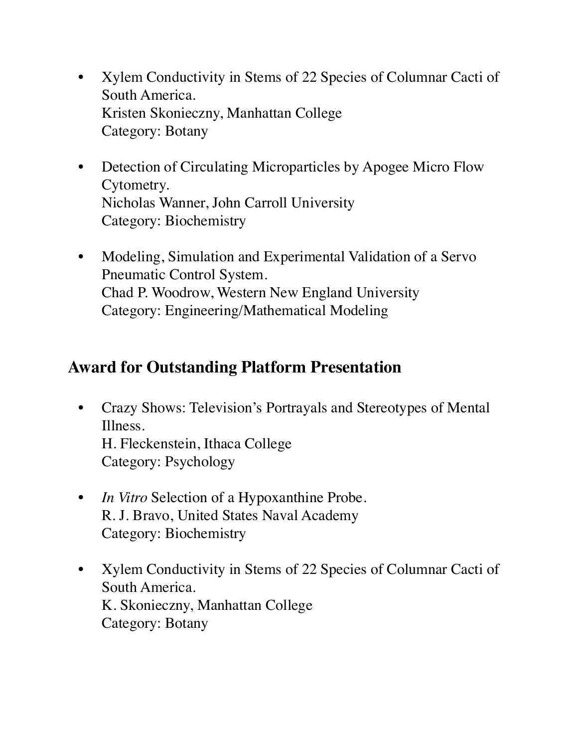- Xylem Conductivity in Stems of 22 Species of Columnar Cacti of South America.
  Kristen Skonieczny, Manhattan College
  Category: Botany

- Detection of Circulating Microparticles by Apogee Micro Flow Cytometry.
  Nicholas Wanner, John Carroll University
  Category: Biochemistry

- Modeling, Simulation and Experimental Validation of a Servo Pneumatic Control System.
  Chad P. Woodrow, Western New England University
  Category: Engineering/Mathematical Modeling

## Award for Outstanding Platform Presentation

- Crazy Shows: Television's Portrayals and Stereotypes of Mental Illness.
  H. Fleckenstein, Ithaca College
  Category: Psychology

- *In Vitro* Selection of a Hypoxanthine Probe.
  R. J. Bravo, United States Naval Academy
  Category: Biochemistry

- Xylem Conductivity in Stems of 22 Species of Columnar Cacti of South America.
  K. Skonieczny, Manhattan College
  Category: Botany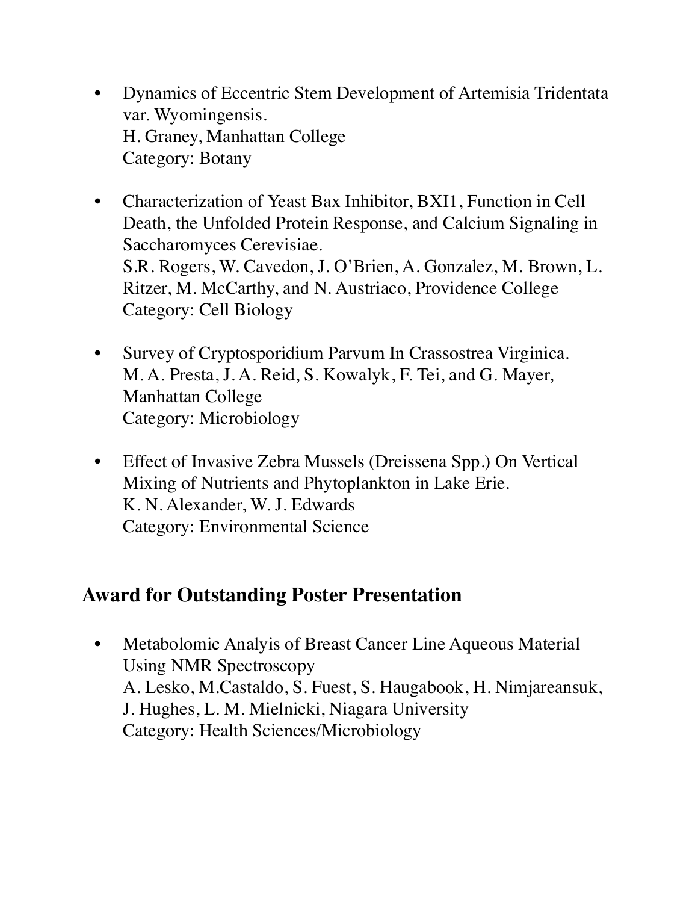- Dynamics of Eccentric Stem Development of Artemisia Tridentata var. Wyomingensis.
  H. Graney, Manhattan College
  Category: Botany

- Characterization of Yeast Bax Inhibitor, BXI1, Function in Cell Death, the Unfolded Protein Response, and Calcium Signaling in Saccharomyces Cerevisiae.
  S.R. Rogers, W. Cavedon, J. O'Brien, A. Gonzalez, M. Brown, L. Ritzer, M. McCarthy, and N. Austriaco, Providence College
  Category: Cell Biology

- Survey of Cryptosporidium Parvum In Crassostrea Virginica.
  M. A. Presta, J. A. Reid, S. Kowalyk, F. Tei, and G. Mayer, Manhattan College
  Category: Microbiology

- Effect of Invasive Zebra Mussels (Dreissena Spp.) On Vertical Mixing of Nutrients and Phytoplankton in Lake Erie.
  K. N. Alexander, W. J. Edwards
  Category: Environmental Science

## Award for Outstanding Poster Presentation

- Metabolomic Analyis of Breast Cancer Line Aqueous Material Using NMR Spectroscopy
  A. Lesko, M.Castaldo, S. Fuest, S. Haugabook, H. Nimjareansuk, J. Hughes, L. M. Mielnicki, Niagara University
  Category: Health Sciences/Microbiology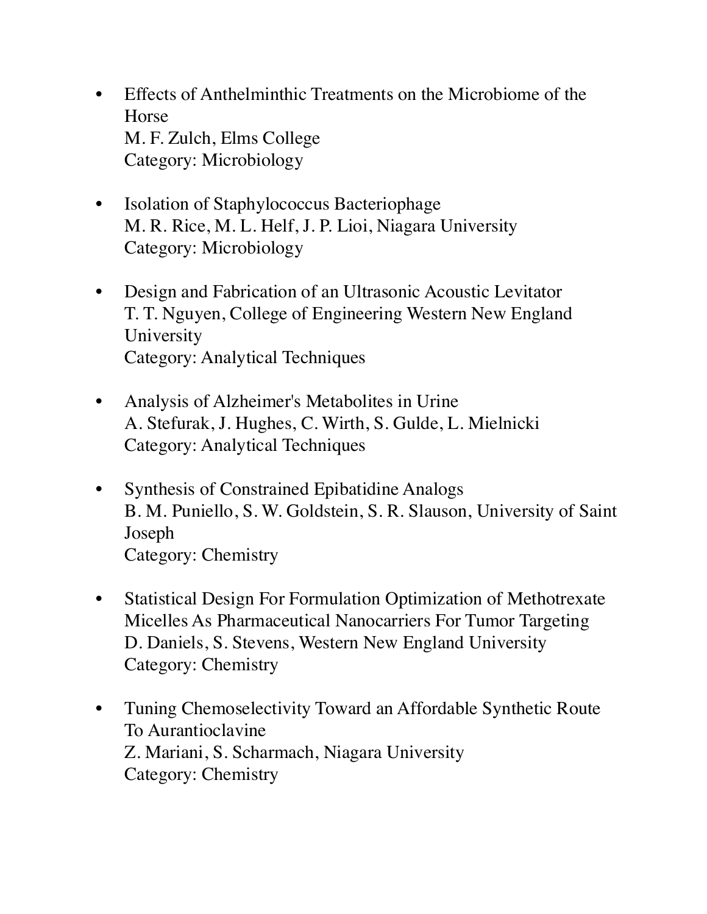- Effects of Anthelminthic Treatments on the Microbiome of the Horse
  M. F. Zulch, Elms College
  Category: Microbiology

- Isolation of Staphylococcus Bacteriophage
  M. R. Rice, M. L. Helf, J. P. Lioi, Niagara University
  Category: Microbiology

- Design and Fabrication of an Ultrasonic Acoustic Levitator
  T. T. Nguyen, College of Engineering Western New England University
  Category: Analytical Techniques

- Analysis of Alzheimer's Metabolites in Urine
  A. Stefurak, J. Hughes, C. Wirth, S. Gulde, L. Mielnicki
  Category: Analytical Techniques

- Synthesis of Constrained Epibatidine Analogs
  B. M. Puniello, S. W. Goldstein, S. R. Slauson, University of Saint Joseph
  Category: Chemistry

- Statistical Design For Formulation Optimization of Methotrexate Micelles As Pharmaceutical Nanocarriers For Tumor Targeting
  D. Daniels, S. Stevens, Western New England University
  Category: Chemistry

- Tuning Chemoselectivity Toward an Affordable Synthetic Route To Aurantioclavine
  Z. Mariani, S. Scharmach, Niagara University
  Category: Chemistry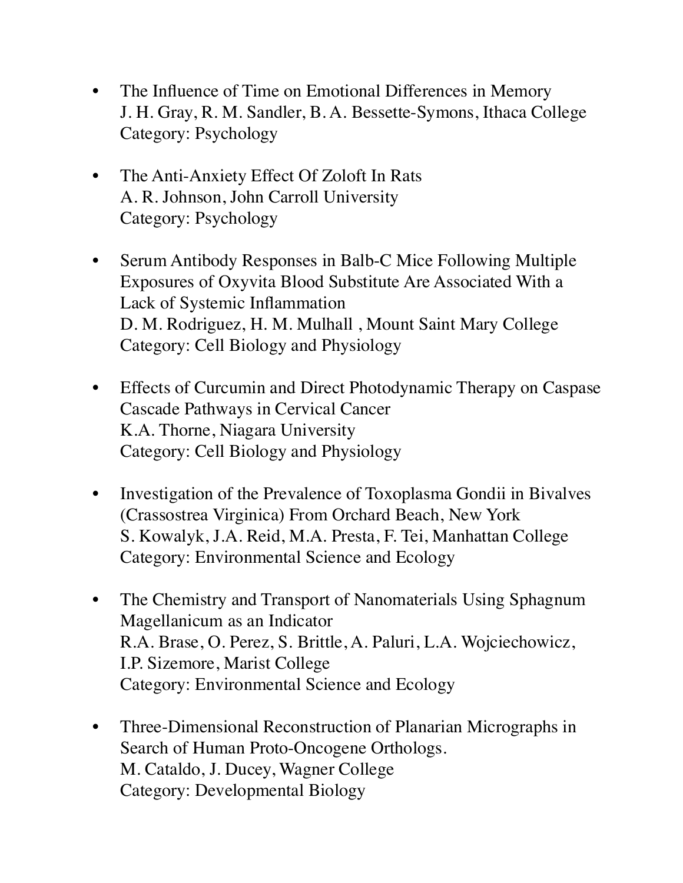- The Influence of Time on Emotional Differences in Memory
  J. H. Gray, R. M. Sandler, B. A. Bessette-Symons, Ithaca College
  Category: Psychology

- The Anti-Anxiety Effect Of Zoloft In Rats
  A. R. Johnson, John Carroll University
  Category: Psychology

- Serum Antibody Responses in Balb-C Mice Following Multiple Exposures of Oxyvita Blood Substitute Are Associated With a Lack of Systemic Inflammation
  D. M. Rodriguez, H. M. Mulhall , Mount Saint Mary College
  Category: Cell Biology and Physiology

- Effects of Curcumin and Direct Photodynamic Therapy on Caspase Cascade Pathways in Cervical Cancer
  K.A. Thorne, Niagara University
  Category: Cell Biology and Physiology

- Investigation of the Prevalence of Toxoplasma Gondii in Bivalves (Crassostrea Virginica) From Orchard Beach, New York
  S. Kowalyk, J.A. Reid, M.A. Presta, F. Tei, Manhattan College
  Category: Environmental Science and Ecology

- The Chemistry and Transport of Nanomaterials Using Sphagnum Magellanicum as an Indicator
  R.A. Brase, O. Perez, S. Brittle, A. Paluri, L.A. Wojciechowicz, I.P. Sizemore, Marist College
  Category: Environmental Science and Ecology

- Three-Dimensional Reconstruction of Planarian Micrographs in Search of Human Proto-Oncogene Orthologs.
  M. Cataldo, J. Ducey, Wagner College
  Category: Developmental Biology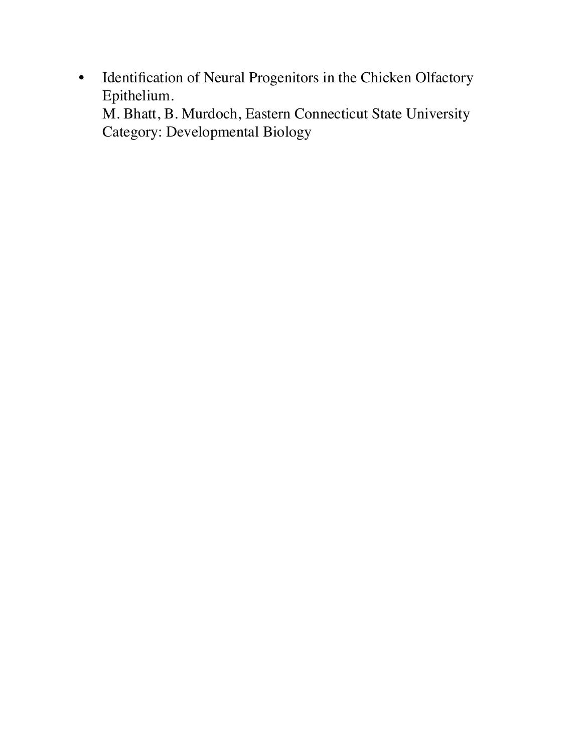- Identification of Neural Progenitors in the Chicken Olfactory Epithelium.
  M. Bhatt, B. Murdoch, Eastern Connecticut State University
  Category: Developmental Biology